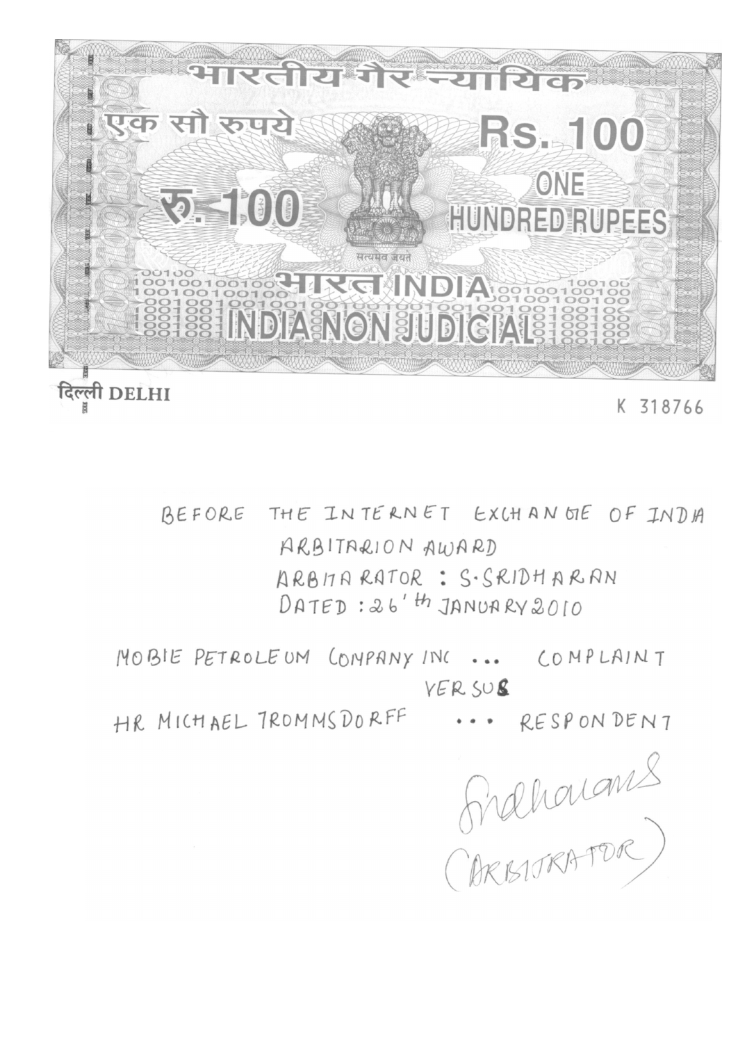भारतीय गैर न्यायिक

एक सौ रुपये

Rs. 100

रु. 100

ONE HUNDRED RUPEES

सत्यमेव जयते

भारत INDIA

INDIA NON JUDICIAL

दिल्ली DELHI

K 318766

BEFORE THE INTERNET EXCHANGE OF INDIA

ARBITRATION AWARD

ARBITRATOR : S. SRIDHARAN

DATED : 26'th JANUARY 2010

MOBIE PETROLEUM COMPANY INC ... COMPLAINT

VERSUS

HR MICHAEL TROMMSDORFF ... RESPONDENT

Sridharan

(ARBITRATOR)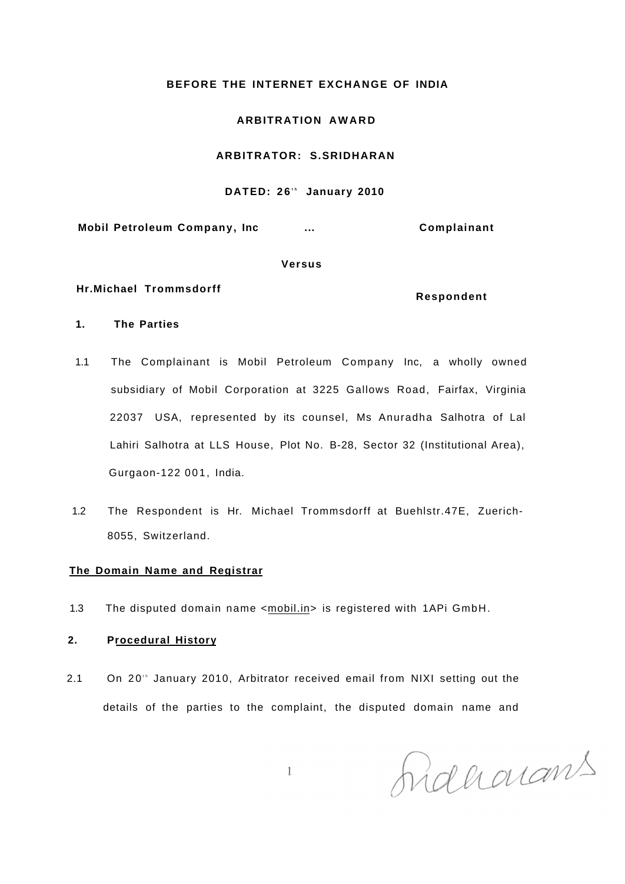**BEFORE THE INTERNET EXCHANGE OF INDIA**

**ARBITRATION AWARD**

**ARBITRATOR: S.SRIDHARAN**

**DATED: 26th January 2010**

**Mobil Petroleum Company, Inc ... Complainant**

**Versus**

**Hr.Michael Trommsdorff Respondent**

**1. The Parties**

1.1 The Complainant is Mobil Petroleum Company Inc, a wholly owned subsidiary of Mobil Corporation at 3225 Gallows Road, Fairfax, Virginia 22037 USA, represented by its counsel, Ms Anuradha Salhotra of Lal Lahiri Salhotra at LLS House, Plot No. B-28, Sector 32 (Institutional Area), Gurgaon-122 001, India.

1.2 The Respondent is Hr. Michael Trommsdorff at Buehlstr.47E, Zuerich-8055, Switzerland.

**The Domain Name and Registrar**

1.3 The disputed domain name <mobil.in> is registered with 1APi GmbH.

**2. Procedural History**

2.1 On 20th January 2010, Arbitrator received email from NIXI setting out the details of the parties to the complaint, the disputed domain name and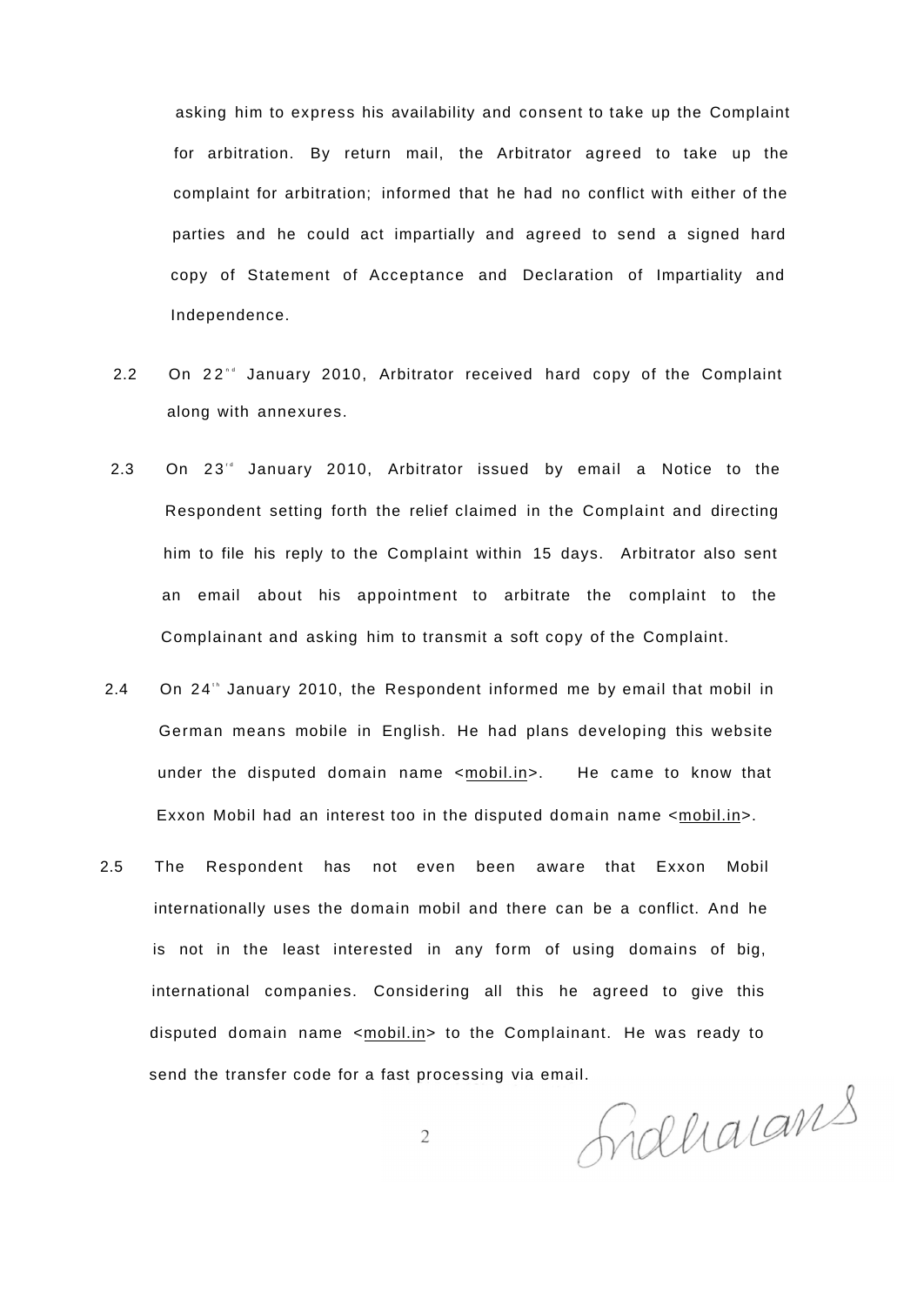asking him to express his availability and consent to take up the Complaint for arbitration. By return mail, the Arbitrator agreed to take up the complaint for arbitration; informed that he had no conflict with either of the parties and he could act impartially and agreed to send a signed hard copy of Statement of Acceptance and Declaration of Impartiality and Independence.

2.2 On 22nd January 2010, Arbitrator received hard copy of the Complaint along with annexures.

2.3 On 23rd January 2010, Arbitrator issued by email a Notice to the Respondent setting forth the relief claimed in the Complaint and directing him to file his reply to the Complaint within 15 days. Arbitrator also sent an email about his appointment to arbitrate the complaint to the Complainant and asking him to transmit a soft copy of the Complaint.

2.4 On 24th January 2010, the Respondent informed me by email that mobil in German means mobile in English. He had plans developing this website under the disputed domain name <mobil.in>. He came to know that Exxon Mobil had an interest too in the disputed domain name <mobil.in>.

2.5 The Respondent has not even been aware that Exxon Mobil internationally uses the domain mobil and there can be a conflict. And he is not in the least interested in any form of using domains of big, international companies. Considering all this he agreed to give this disputed domain name <mobil.in> to the Complainant. He was ready to send the transfer code for a fast processing via email.

Sridharans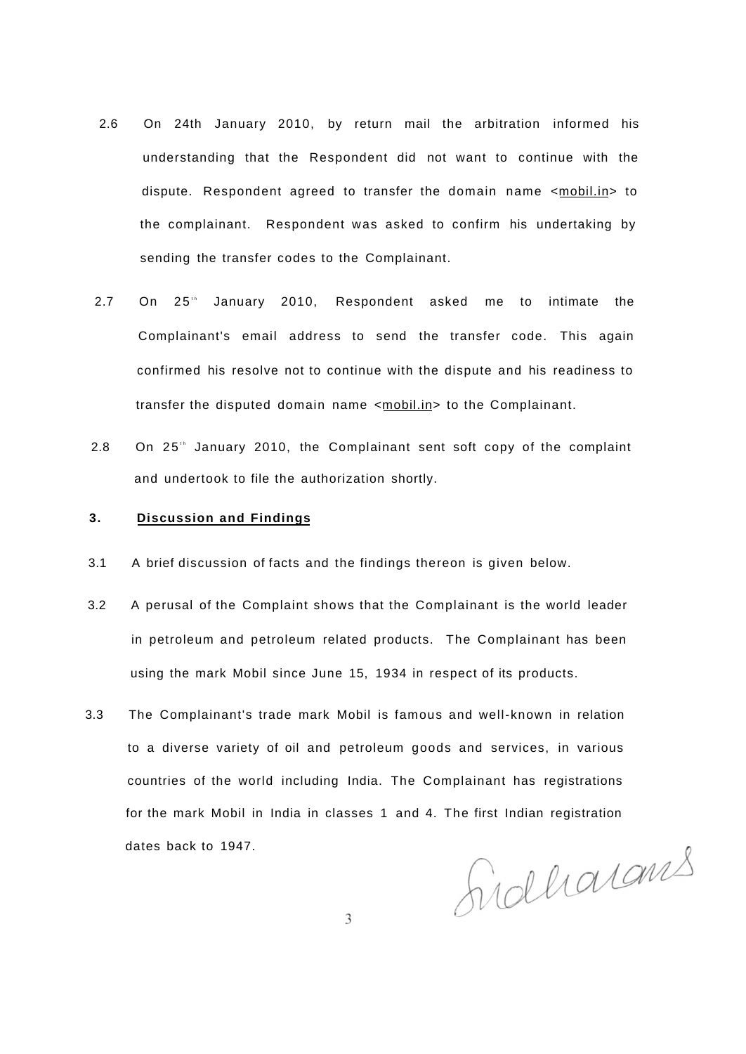2.6 On 24th January 2010, by return mail the arbitration informed his understanding that the Respondent did not want to continue with the dispute. Respondent agreed to transfer the domain name <mobil.in> to the complainant. Respondent was asked to confirm his undertaking by sending the transfer codes to the Complainant.

2.7 On 25th January 2010, Respondent asked me to intimate the Complainant's email address to send the transfer code. This again confirmed his resolve not to continue with the dispute and his readiness to transfer the disputed domain name <mobil.in> to the Complainant.

2.8 On 25th January 2010, the Complainant sent soft copy of the complaint and undertook to file the authorization shortly.

## 3. Discussion and Findings

3.1 A brief discussion of facts and the findings thereon is given below.

3.2 A perusal of the Complaint shows that the Complainant is the world leader in petroleum and petroleum related products. The Complainant has been using the mark Mobil since June 15, 1934 in respect of its products.

3.3 The Complainant's trade mark Mobil is famous and well-known in relation to a diverse variety of oil and petroleum goods and services, in various countries of the world including India. The Complainant has registrations for the mark Mobil in India in classes 1 and 4. The first Indian registration dates back to 1947.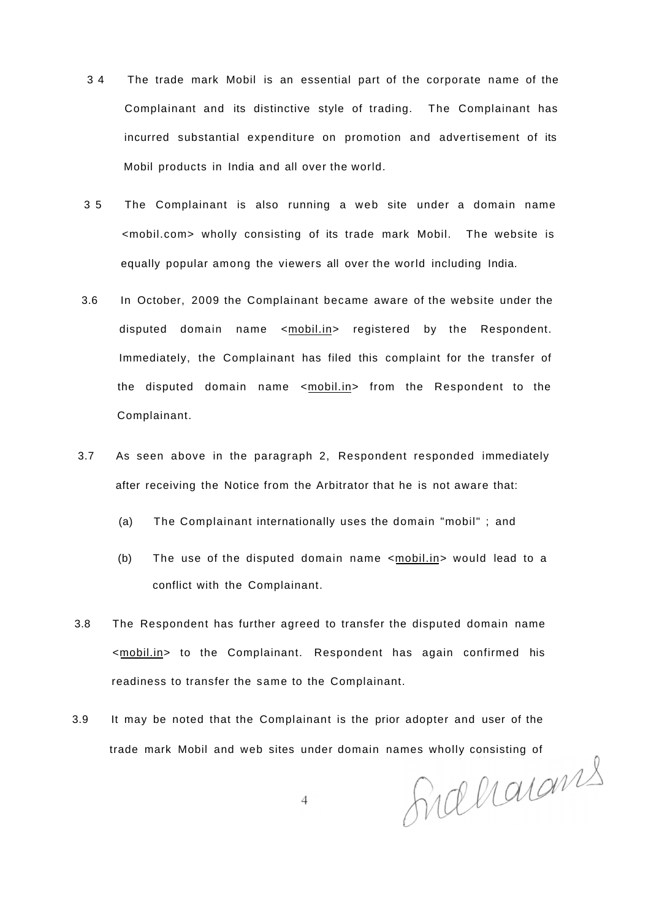3.4 The trade mark Mobil is an essential part of the corporate name of the Complainant and its distinctive style of trading. The Complainant has incurred substantial expenditure on promotion and advertisement of its Mobil products in India and all over the world.

3.5 The Complainant is also running a web site under a domain name <mobil.com> wholly consisting of its trade mark Mobil. The website is equally popular among the viewers all over the world including India.

3.6 In October, 2009 the Complainant became aware of the website under the disputed domain name <mobil.in> registered by the Respondent. Immediately, the Complainant has filed this complaint for the transfer of the disputed domain name <mobil.in> from the Respondent to the Complainant.

3.7 As seen above in the paragraph 2, Respondent responded immediately after receiving the Notice from the Arbitrator that he is not aware that:

(a) The Complainant internationally uses the domain "mobil" ; and

(b) The use of the disputed domain name <mobil.in> would lead to a conflict with the Complainant.

3.8 The Respondent has further agreed to transfer the disputed domain name <mobil.in> to the Complainant. Respondent has again confirmed his readiness to transfer the same to the Complainant.

3.9 It may be noted that the Complainant is the prior adopter and user of the trade mark Mobil and web sites under domain names wholly consisting of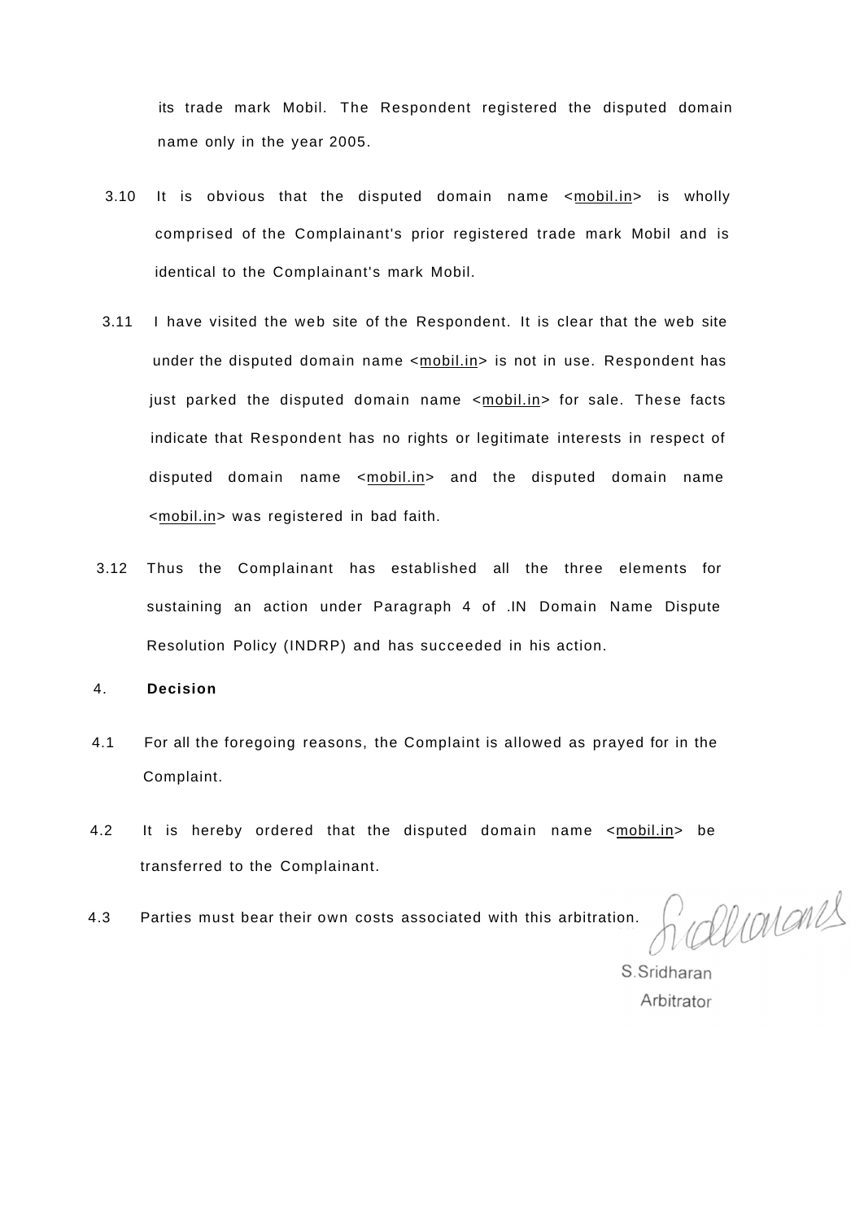its trade mark Mobil. The Respondent registered the disputed domain name only in the year 2005.

3.10 It is obvious that the disputed domain name <mobil.in> is wholly comprised of the Complainant's prior registered trade mark Mobil and is identical to the Complainant's mark Mobil.

3.11 I have visited the web site of the Respondent. It is clear that the web site under the disputed domain name <mobil.in> is not in use. Respondent has just parked the disputed domain name <mobil.in> for sale. These facts indicate that Respondent has no rights or legitimate interests in respect of disputed domain name <mobil.in> and the disputed domain name <mobil.in> was registered in bad faith.

3.12 Thus the Complainant has established all the three elements for sustaining an action under Paragraph 4 of .IN Domain Name Dispute Resolution Policy (INDRP) and has succeeded in his action.

4. **Decision**

4.1 For all the foregoing reasons, the Complaint is allowed as prayed for in the Complaint.

4.2 It is hereby ordered that the disputed domain name <mobil.in> be transferred to the Complainant.

4.3 Parties must bear their own costs associated with this arbitration.

S.Sridharan
Arbitrator